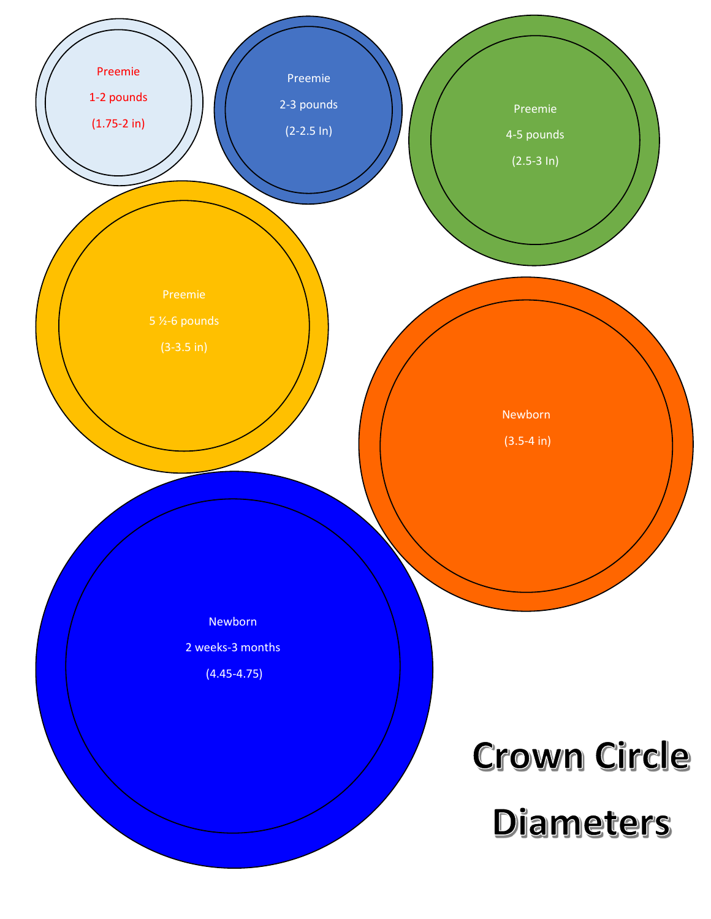# Crown Circle Diameters

Preemie

1-2 pounds

(1.75-2 in)

Preemie

2-3 pounds

(2-2.5 In)

Preemie

4-5 pounds

(2.5-3 In)

Preemie

5 ½-6 pounds

(3-3.5 in)

Newborn

(3.5-4 in)

Newborn

2 weeks-3 months

(4.45-4.75)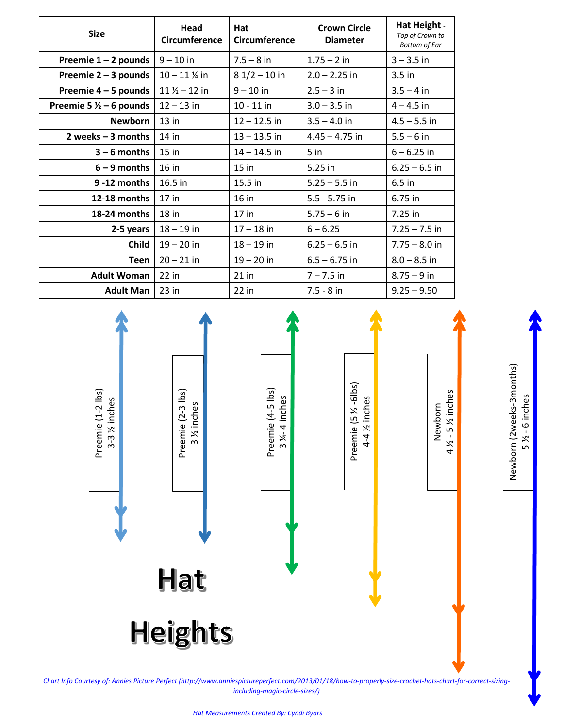| Size | Head Circumference | Hat Circumference | Crown Circle Diameter | Hat Height - *Top of Crown to Bottom of Ear* |
|---|---|---|---|---|
| **Preemie 1 – 2 pounds** | 9 – 10 in | 7.5 – 8 in | 1.75 – 2 in | 3 – 3.5 in |
| **Preemie 2 – 3 pounds** | 10 – 11 ¼ in | 8 1/2 – 10 in | 2.0 – 2.25 in | 3.5 in |
| **Preemie 4 – 5 pounds** | 11 ½ – 12 in | 9 – 10 in | 2.5 – 3 in | 3.5 – 4 in |
| **Preemie 5 ½ – 6 pounds** | 12 – 13 in | 10 - 11 in | 3.0 – 3.5 in | 4 – 4.5 in |
| **Newborn** | 13 in | 12 – 12.5 in | 3.5 – 4.0 in | 4.5 – 5.5 in |
| **2 weeks – 3 months** | 14 in | 13 – 13.5 in | 4.45 – 4.75 in | 5.5 – 6 in |
| **3 – 6 months** | 15 in | 14 – 14.5 in | 5 in | 6 – 6.25 in |
| **6 – 9 months** | 16 in | 15 in | 5.25 in | 6.25 – 6.5 in |
| **9 -12 months** | 16.5 in | 15.5 in | 5.25 – 5.5 in | 6.5 in |
| **12-18 months** | 17 in | 16 in | 5.5 - 5.75 in | 6.75 in |
| **18-24 months** | 18 in | 17 in | 5.75 – 6 in | 7.25 in |
| **2-5 years** | 18 – 19 in | 17 – 18 in | 6 – 6.25 | 7.25 – 7.5 in |
| **Child** | 19 – 20 in | 18 – 19 in | 6.25 – 6.5 in | 7.75 – 8.0 in |
| **Teen** | 20 – 21 in | 19 – 20 in | 6.5 – 6.75 in | 8.0 – 8.5 in |
| **Adult Woman** | 22 in | 21 in | 7 – 7.5 in | 8.75 – 9 in |
| **Adult Man** | 23 in | 22 in | 7.5 - 8 in | 9.25 – 9.50 |

# Hat Heights

- Preemie (1-2 lbs) 3-3 ½ inches
- Preemie (2-3 lbs) 3 ½ inches
- Preemie (4-5 lbs) 3 ¼- 4 inches
- Preemie (5 ½ -6lbs) 4-4 ½ inches
- Newborn 4 ½ - 5 ½ inches
- Newborn (2weeks-3months) 5 ½ - 6 inches

*Chart Info Courtesy of: Annies Picture Perfect (http://www.anniespictureperfect.com/2013/01/18/how-to-properly-size-crochet-hats-chart-for-correct-sizing-including-magic-circle-sizes/)*

*Hat Measurements Created By: Cyndi Byars*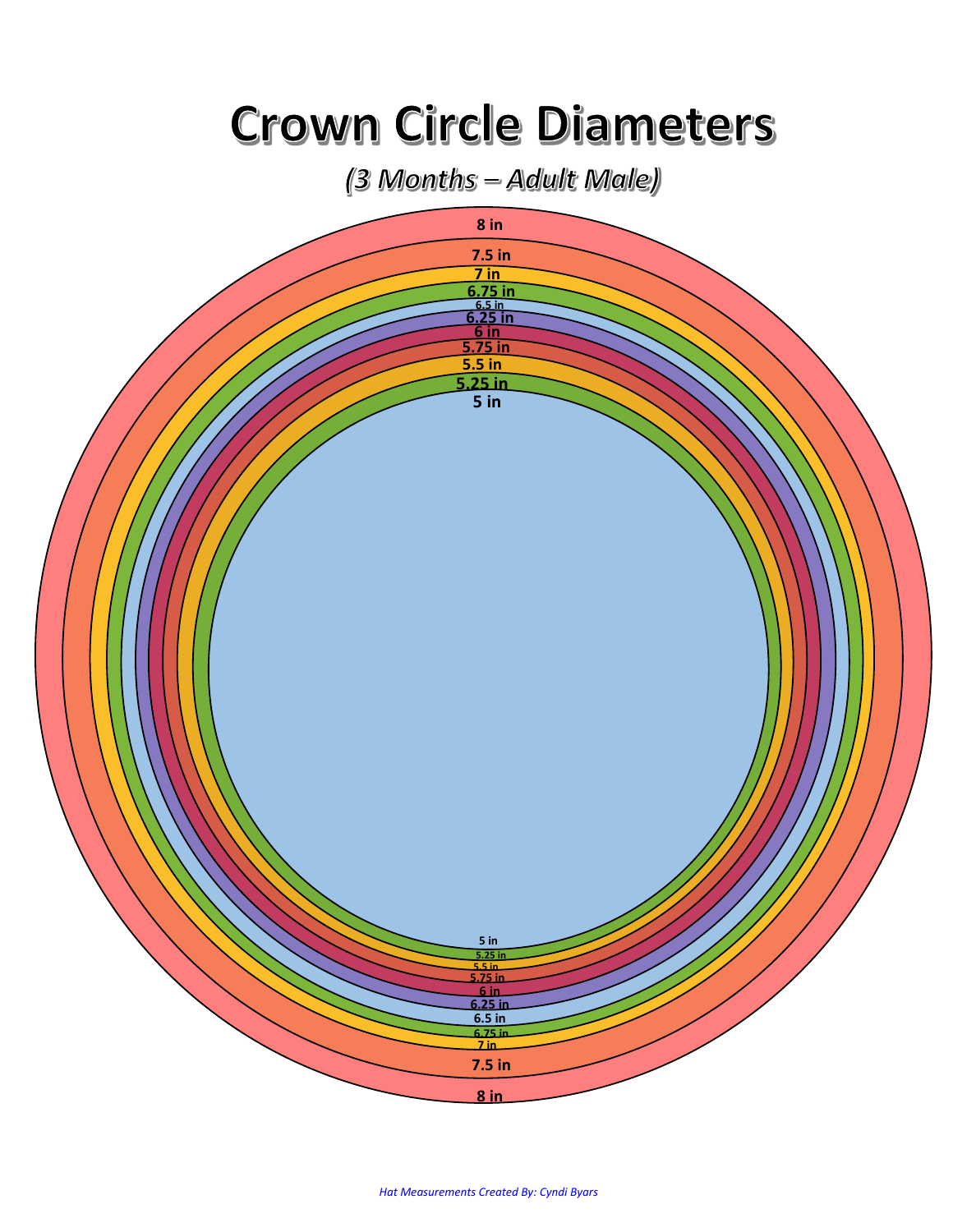# Crown Circle Diameters

*(3 Months – Adult Male)*

8 in

7.5 in

7 in

6.75 in

6.5 in

6.25 in

6 in

5.75 in

5.5 in

5.25 in

5 in

5 in

5.25 in

5.5 in

5.75 in

6 in

6.25 in

6.5 in

6.75 in

7 in

7.5 in

8 in

*Hat Measurements Created By: Cyndi Byars*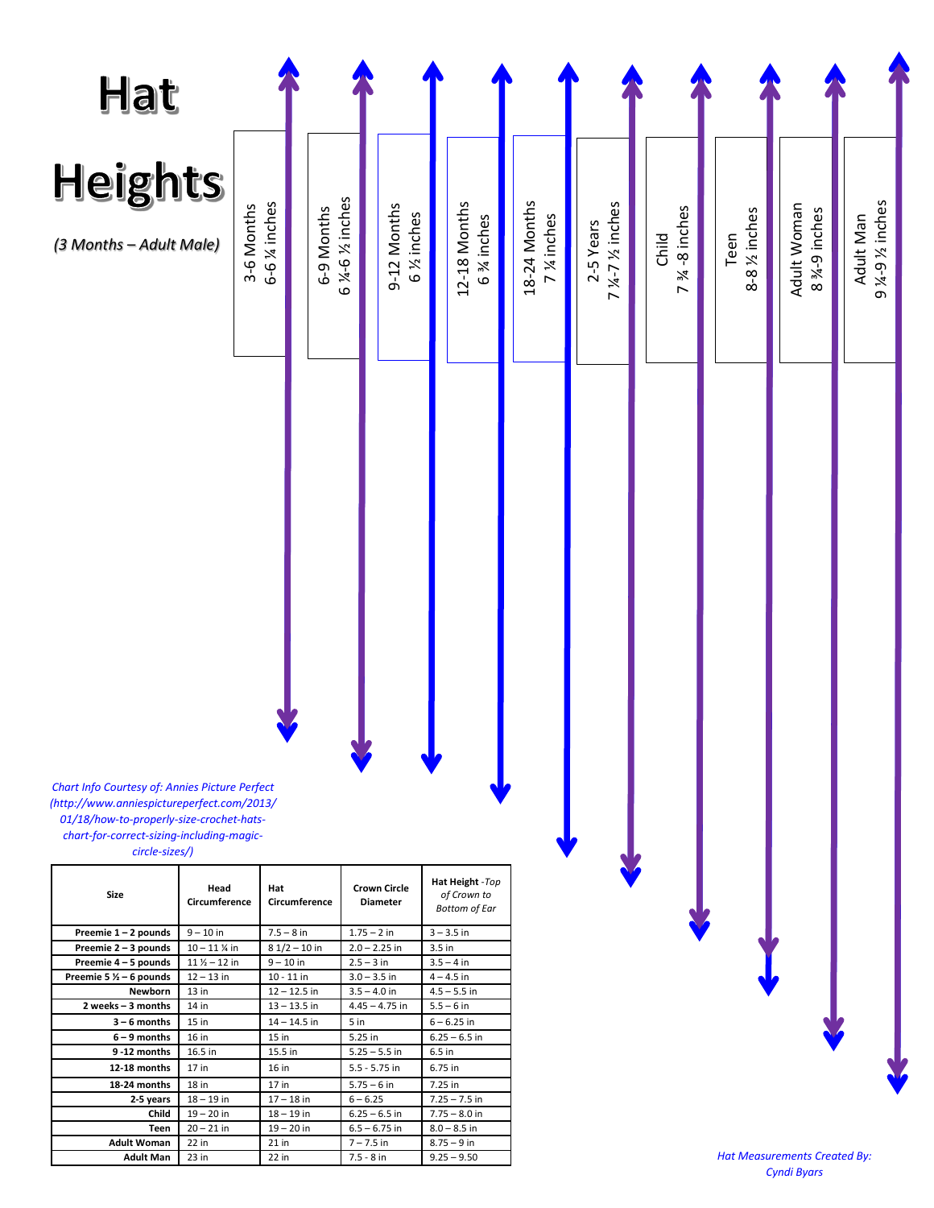# Hat Heights

*(3 Months – Adult Male)*

3-6 Months
6-6 ¼ inches

6-9 Months
6 ¼-6 ½ inches

9-12 Months
6 ½ inches

12-18 Months
6 ¾ inches

18-24 Months
7 ¼ inches

2-5 Years
7 ¼-7 ½ inches

Child
7 ¾ -8 inches

Teen
8-8 ½ inches

Adult Woman
8 ¾-9 inches

Adult Man
9 ¼-9 ½ inches

*Chart Info Courtesy of: Annies Picture Perfect (http://www.anniespictureperfect.com/2013/01/18/how-to-properly-size-crochet-hats-chart-for-correct-sizing-including-magic-circle-sizes/)*

| Size | Head Circumference | Hat Circumference | Crown Circle Diameter | Hat Height *-Top of Crown to Bottom of Ear* |
|---|---|---|---|---|
| **Preemie 1 – 2 pounds** | 9 – 10 in | 7.5 – 8 in | 1.75 – 2 in | 3 – 3.5 in |
| **Preemie 2 – 3 pounds** | 10 – 11 ¼ in | 8 1/2 – 10 in | 2.0 – 2.25 in | 3.5 in |
| **Preemie 4 – 5 pounds** | 11 ½ – 12 in | 9 – 10 in | 2.5 – 3 in | 3.5 – 4 in |
| **Preemie 5 ½ – 6 pounds** | 12 – 13 in | 10 - 11 in | 3.0 – 3.5 in | 4 – 4.5 in |
| **Newborn** | 13 in | 12 – 12.5 in | 3.5 – 4.0 in | 4.5 – 5.5 in |
| **2 weeks – 3 months** | 14 in | 13 – 13.5 in | 4.45 – 4.75 in | 5.5 – 6 in |
| **3 – 6 months** | 15 in | 14 – 14.5 in | 5 in | 6 – 6.25 in |
| **6 – 9 months** | 16 in | 15 in | 5.25 in | 6.25 – 6.5 in |
| **9 -12 months** | 16.5 in | 15.5 in | 5.25 – 5.5 in | 6.5 in |
| **12-18 months** | 17 in | 16 in | 5.5 - 5.75 in | 6.75 in |
| **18-24 months** | 18 in | 17 in | 5.75 – 6 in | 7.25 in |
| **2-5 years** | 18 – 19 in | 17 – 18 in | 6 – 6.25 | 7.25 – 7.5 in |
| **Child** | 19 – 20 in | 18 – 19 in | 6.25 – 6.5 in | 7.75 – 8.0 in |
| **Teen** | 20 – 21 in | 19 – 20 in | 6.5 – 6.75 in | 8.0 – 8.5 in |
| **Adult Woman** | 22 in | 21 in | 7 – 7.5 in | 8.75 – 9 in |
| **Adult Man** | 23 in | 22 in | 7.5 - 8 in | 9.25 – 9.50 |

*Hat Measurements Created By: Cyndi Byars*